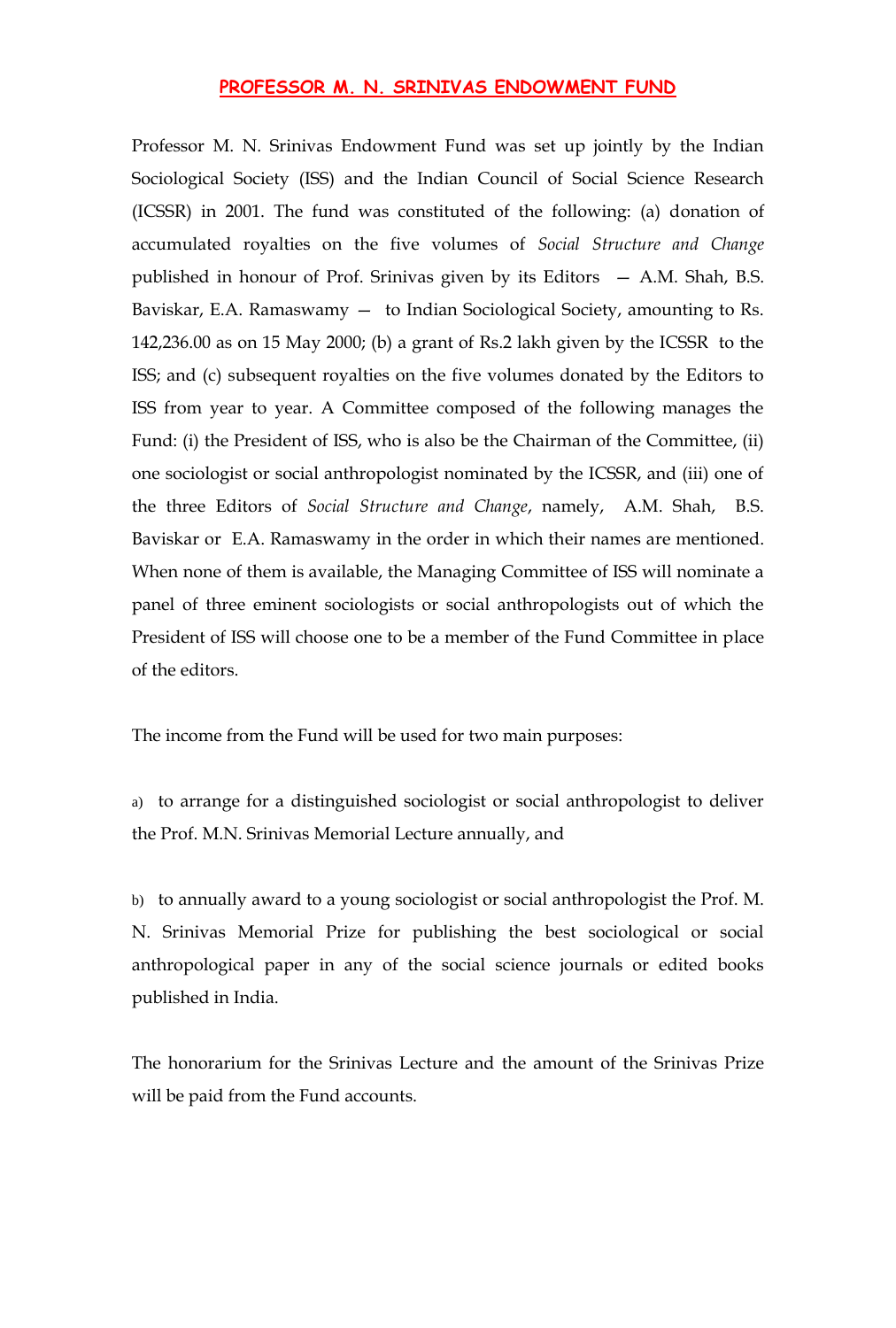# PROFESSOR M. N. SRINIVAS ENDOWMENT FUND

Professor M. N. Srinivas Endowment Fund was set up jointly by the Indian Sociological Society (ISS) and the Indian Council of Social Science Research (ICSSR) in 2001. The fund was constituted of the following: (a) donation of accumulated royalties on the five volumes of *Social Structure and Change* published in honour of Prof. Srinivas given by its Editors — A.M. Shah, B.S. Baviskar, E.A. Ramaswamy — to Indian Sociological Society, amounting to Rs. 142,236.00 as on 15 May 2000; (b) a grant of Rs.2 lakh given by the ICSSR to the ISS; and (c) subsequent royalties on the five volumes donated by the Editors to ISS from year to year. A Committee composed of the following manages the Fund: (i) the President of ISS, who is also be the Chairman of the Committee, (ii) one sociologist or social anthropologist nominated by the ICSSR, and (iii) one of the three Editors of *Social Structure and Change*, namely, A.M. Shah, B.S. Baviskar or E.A. Ramaswamy in the order in which their names are mentioned. When none of them is available, the Managing Committee of ISS will nominate a panel of three eminent sociologists or social anthropologists out of which the President of ISS will choose one to be a member of the Fund Committee in place of the editors.

The income from the Fund will be used for two main purposes:

a) to arrange for a distinguished sociologist or social anthropologist to deliver the Prof. M.N. Srinivas Memorial Lecture annually, and

b) to annually award to a young sociologist or social anthropologist the Prof. M. N. Srinivas Memorial Prize for publishing the best sociological or social anthropological paper in any of the social science journals or edited books published in India.

The honorarium for the Srinivas Lecture and the amount of the Srinivas Prize will be paid from the Fund accounts.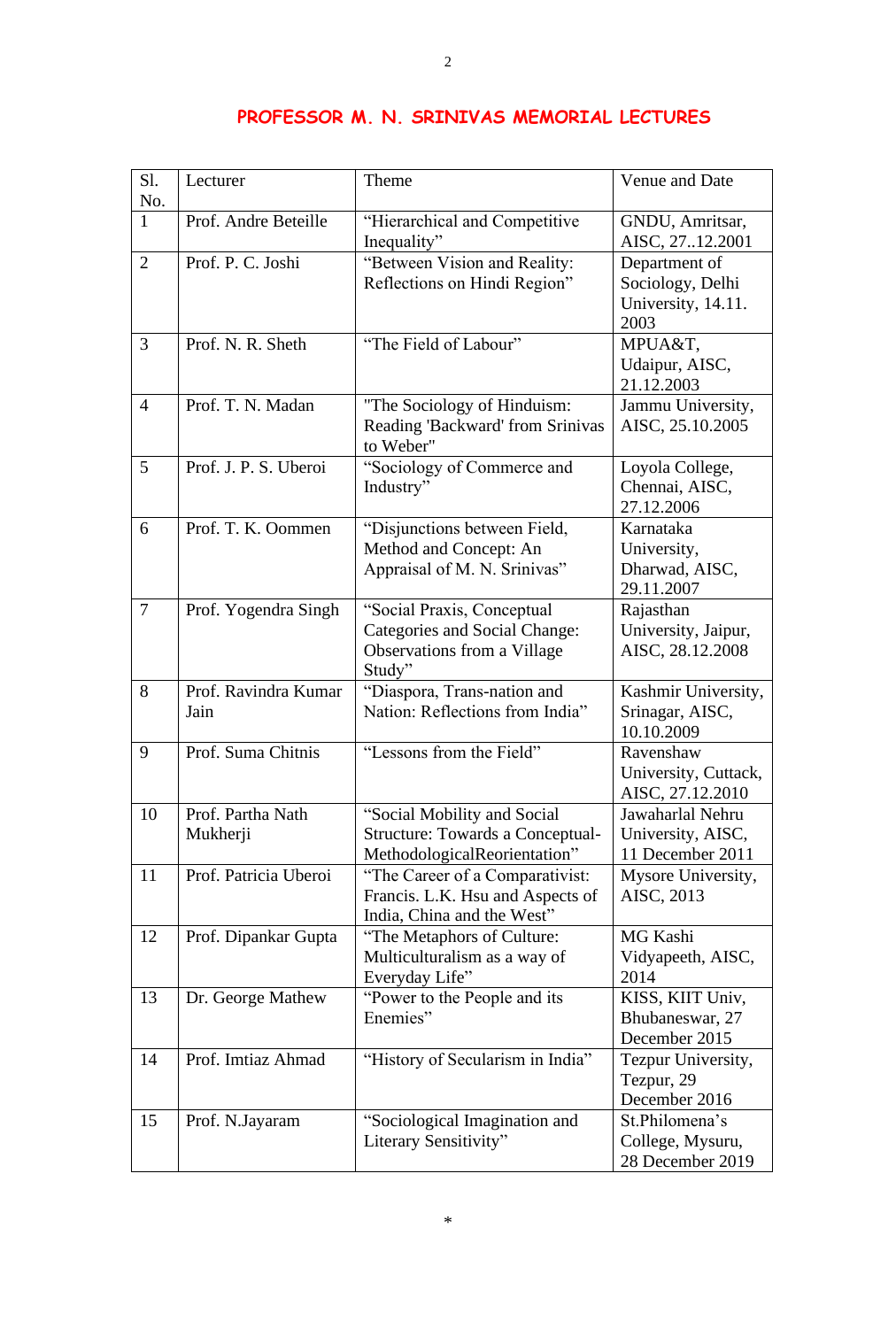# PROFESSOR M. N. SRINIVAS MEMORIAL LECTURES

| Sl. No. | Lecturer | Theme | Venue and Date |
|---|---|---|---|
| 1 | Prof. Andre Beteille | "Hierarchical and Competitive Inequality" | GNDU, Amritsar, AISC, 27..12.2001 |
| 2 | Prof. P. C. Joshi | "Between Vision and Reality: Reflections on Hindi Region" | Department of Sociology, Delhi University, 14.11. 2003 |
| 3 | Prof. N. R. Sheth | "The Field of Labour" | MPUA&T, Udaipur, AISC, 21.12.2003 |
| 4 | Prof. T. N. Madan | "The Sociology of Hinduism: Reading 'Backward' from Srinivas to Weber" | Jammu University, AISC, 25.10.2005 |
| 5 | Prof. J. P. S. Uberoi | "Sociology of Commerce and Industry" | Loyola College, Chennai, AISC, 27.12.2006 |
| 6 | Prof. T. K. Oommen | "Disjunctions between Field, Method and Concept: An Appraisal of M. N. Srinivas" | Karnataka University, Dharwad, AISC, 29.11.2007 |
| 7 | Prof. Yogendra Singh | "Social Praxis, Conceptual Categories and Social Change: Observations from a Village Study" | Rajasthan University, Jaipur, AISC, 28.12.2008 |
| 8 | Prof. Ravindra Kumar Jain | "Diaspora, Trans-nation and Nation: Reflections from India" | Kashmir University, Srinagar, AISC, 10.10.2009 |
| 9 | Prof. Suma Chitnis | "Lessons from the Field" | Ravenshaw University, Cuttack, AISC, 27.12.2010 |
| 10 | Prof. Partha Nath Mukherji | "Social Mobility and Social Structure: Towards a Conceptual-MethodologicalReorientation" | Jawaharlal Nehru University, AISC, 11 December 2011 |
| 11 | Prof. Patricia Uberoi | "The Career of a Comparativist: Francis. L.K. Hsu and Aspects of India, China and the West" | Mysore University, AISC, 2013 |
| 12 | Prof. Dipankar Gupta | "The Metaphors of Culture: Multiculturalism as a way of Everyday Life" | MG Kashi Vidyapeeth, AISC, 2014 |
| 13 | Dr. George Mathew | "Power to the People and its Enemies" | KISS, KIIT Univ, Bhubaneswar, 27 December 2015 |
| 14 | Prof. Imtiaz Ahmad | "History of Secularism in India" | Tezpur University, Tezpur, 29 December 2016 |
| 15 | Prof. N.Jayaram | "Sociological Imagination and Literary Sensitivity" | St.Philomena's College, Mysuru, 28 December 2019 |

*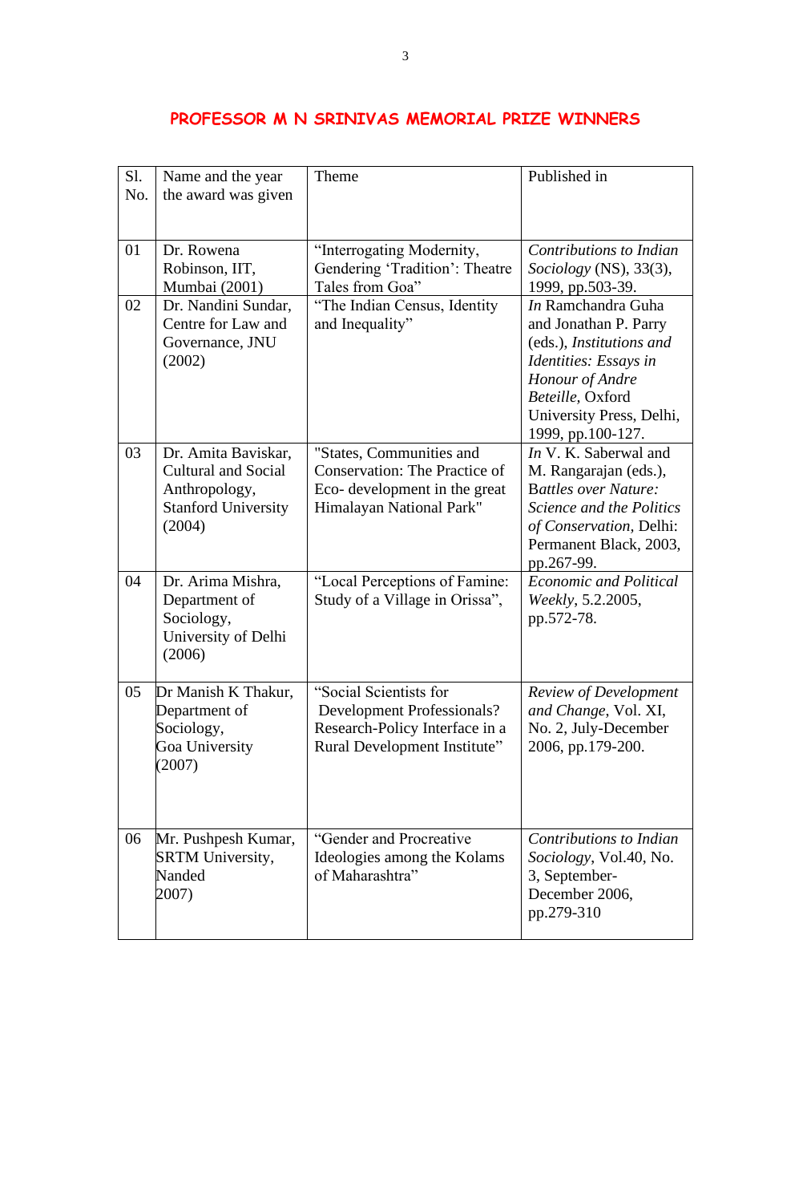## PROFESSOR M N SRINIVAS MEMORIAL PRIZE WINNERS

| Sl. No. | Name and the year the award was given | Theme | Published in |
|---|---|---|---|
| 01 | Dr. Rowena Robinson, IIT, Mumbai (2001) | "Interrogating Modernity, Gendering 'Tradition': Theatre Tales from Goa" | *Contributions to Indian Sociology* (NS), 33(3), 1999, pp.503-39. |
| 02 | Dr. Nandini Sundar, Centre for Law and Governance, JNU (2002) | "The Indian Census, Identity and Inequality" | *In* Ramchandra Guha and Jonathan P. Parry (eds.), *Institutions and Identities: Essays in Honour of Andre Beteille*, Oxford University Press, Delhi, 1999, pp.100-127. |
| 03 | Dr. Amita Baviskar, Cultural and Social Anthropology, Stanford University (2004) | "States, Communities and Conservation: The Practice of Eco- development in the great Himalayan National Park" | *In* V. K. Saberwal and M. Rangarajan (eds.), *Battles over Nature: Science and the Politics of Conservation*, Delhi: Permanent Black, 2003, pp.267-99. |
| 04 | Dr. Arima Mishra, Department of Sociology, University of Delhi (2006) | "Local Perceptions of Famine: Study of a Village in Orissa", | *Economic and Political Weekly*, 5.2.2005, pp.572-78. |
| 05 | Dr Manish K Thakur, Department of Sociology, Goa University (2007) | "Social Scientists for Development Professionals? Research-Policy Interface in a Rural Development Institute" | *Review of Development and Change*, Vol. XI, No. 2, July-December 2006, pp.179-200. |
| 06 | Mr. Pushpesh Kumar, SRTM University, Nanded 2007) | "Gender and Procreative Ideologies among the Kolams of Maharashtra" | *Contributions to Indian Sociology*, Vol.40, No. 3, September-December 2006, pp.279-310 |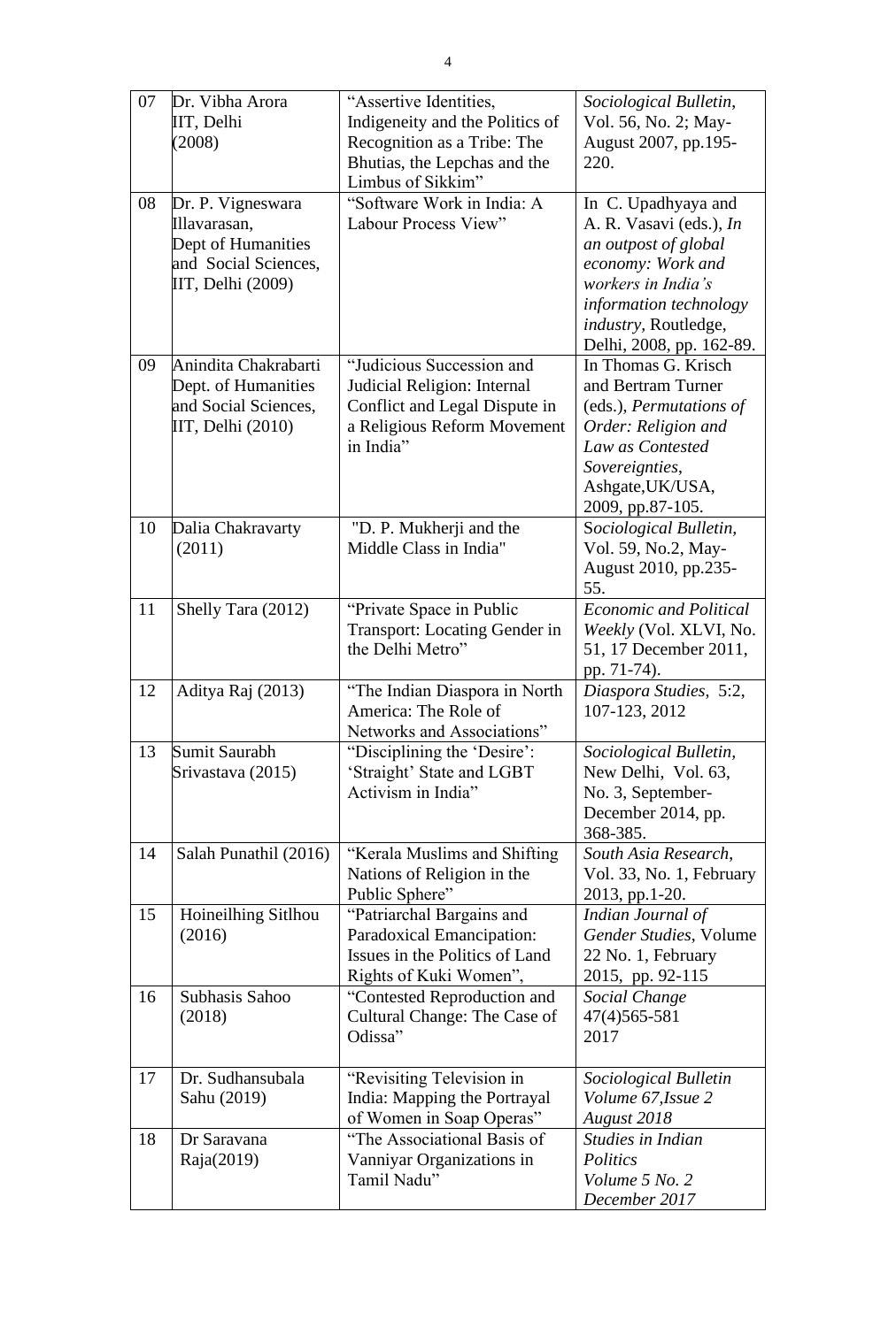| 07 | Dr. Vibha Arora IIT, Delhi (2008) | "Assertive Identities, Indigeneity and the Politics of Recognition as a Tribe: The Bhutias, the Lepchas and the Limbus of Sikkim" | *Sociological Bulletin*, Vol. 56, No. 2; May-August 2007, pp.195-220. |
|---|---|---|---|
| 08 | Dr. P. Vigneswara Illavarasan, Dept of Humanities and Social Sciences, IIT, Delhi (2009) | "Software Work in India: A Labour Process View" | In C. Upadhyaya and A. R. Vasavi (eds.), *In an outpost of global economy: Work and workers in India's information technology industry*, Routledge, Delhi, 2008, pp. 162-89. |
| 09 | Anindita Chakrabarti Dept. of Humanities and Social Sciences, IIT, Delhi (2010) | "Judicious Succession and Judicial Religion: Internal Conflict and Legal Dispute in a Religious Reform Movement in India" | In Thomas G. Krisch and Bertram Turner (eds.), *Permutations of Order: Religion and Law as Contested Sovereignties*, Ashgate,UK/USA, 2009, pp.87-105. |
| 10 | Dalia Chakravarty (2011) | "D. P. Mukherji and the Middle Class in India" | *Sociological Bulletin*, Vol. 59, No.2, May-August 2010, pp.235-55. |
| 11 | Shelly Tara (2012) | "Private Space in Public Transport: Locating Gender in the Delhi Metro" | *Economic and Political Weekly* (Vol. XLVI, No. 51, 17 December 2011, pp. 71-74). |
| 12 | Aditya Raj (2013) | "The Indian Diaspora in North America: The Role of Networks and Associations" | *Diaspora Studies*, 5:2, 107-123, 2012 |
| 13 | Sumit Saurabh Srivastava (2015) | "Disciplining the 'Desire': 'Straight' State and LGBT Activism in India" | *Sociological Bulletin*, New Delhi, Vol. 63, No. 3, September-December 2014, pp. 368-385. |
| 14 | Salah Punathil (2016) | "Kerala Muslims and Shifting Nations of Religion in the Public Sphere" | *South Asia Research*, Vol. 33, No. 1, February 2013, pp.1-20. |
| 15 | Hoineilhing Sitlhou (2016) | "Patriarchal Bargains and Paradoxical Emancipation: Issues in the Politics of Land Rights of Kuki Women", | *Indian Journal of Gender Studies*, Volume 22 No. 1, February 2015, pp. 92-115 |
| 16 | Subhasis Sahoo (2018) | "Contested Reproduction and Cultural Change: The Case of Odissa" | *Social Change* 47(4)565-581 2017 |
| 17 | Dr. Sudhansubala Sahu (2019) | "Revisiting Television in India: Mapping the Portrayal of Women in Soap Operas" | *Sociological Bulletin Volume 67,Issue 2 August 2018* |
| 18 | Dr Saravana Raja(2019) | "The Associational Basis of Vanniyar Organizations in Tamil Nadu" | *Studies in Indian Politics Volume 5 No. 2 December 2017* |